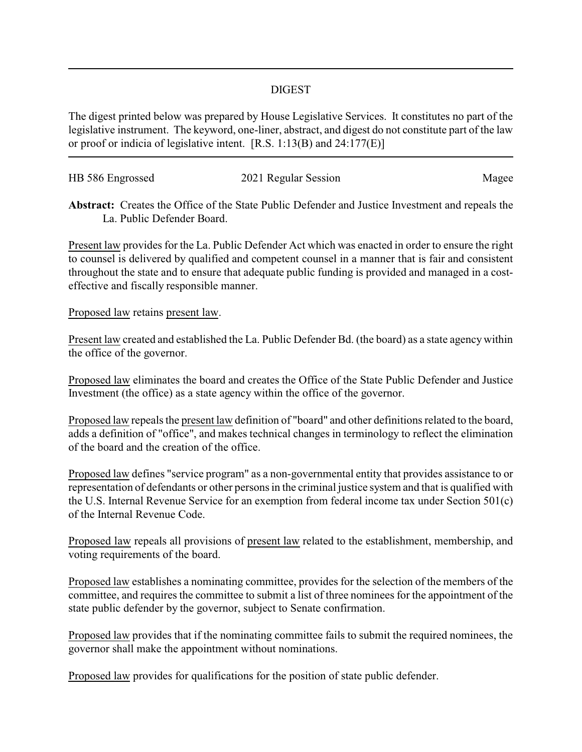# DIGEST

The digest printed below was prepared by House Legislative Services. It constitutes no part of the legislative instrument. The keyword, one-liner, abstract, and digest do not constitute part of the law or proof or indicia of legislative intent. [R.S. 1:13(B) and 24:177(E)]

HB 586 Engrossed — 2021 Regular Session — Magee

**Abstract:** Creates the Office of the State Public Defender and Justice Investment and repeals the La. Public Defender Board.

Present law provides for the La. Public Defender Act which was enacted in order to ensure the right to counsel is delivered by qualified and competent counsel in a manner that is fair and consistent throughout the state and to ensure that adequate public funding is provided and managed in a cost-effective and fiscally responsible manner.

Proposed law retains present law.

Present law created and established the La. Public Defender Bd. (the board) as a state agency within the office of the governor.

Proposed law eliminates the board and creates the Office of the State Public Defender and Justice Investment (the office) as a state agency within the office of the governor.

Proposed law repeals the present law definition of "board" and other definitions related to the board, adds a definition of "office", and makes technical changes in terminology to reflect the elimination of the board and the creation of the office.

Proposed law defines "service program" as a non-governmental entity that provides assistance to or representation of defendants or other persons in the criminal justice system and that is qualified with the U.S. Internal Revenue Service for an exemption from federal income tax under Section 501(c) of the Internal Revenue Code.

Proposed law repeals all provisions of present law related to the establishment, membership, and voting requirements of the board.

Proposed law establishes a nominating committee, provides for the selection of the members of the committee, and requires the committee to submit a list of three nominees for the appointment of the state public defender by the governor, subject to Senate confirmation.

Proposed law provides that if the nominating committee fails to submit the required nominees, the governor shall make the appointment without nominations.

Proposed law provides for qualifications for the position of state public defender.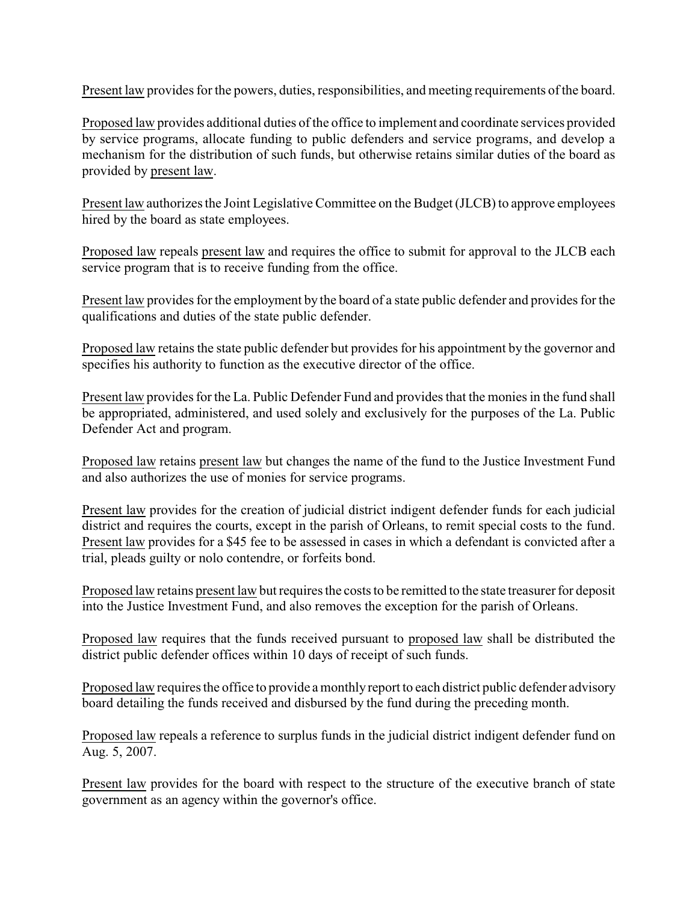Present law provides for the powers, duties, responsibilities, and meeting requirements of the board.

Proposed law provides additional duties of the office to implement and coordinate services provided by service programs, allocate funding to public defenders and service programs, and develop a mechanism for the distribution of such funds, but otherwise retains similar duties of the board as provided by present law.

Present law authorizes the Joint Legislative Committee on the Budget (JLCB) to approve employees hired by the board as state employees.

Proposed law repeals present law and requires the office to submit for approval to the JLCB each service program that is to receive funding from the office.

Present law provides for the employment by the board of a state public defender and provides for the qualifications and duties of the state public defender.

Proposed law retains the state public defender but provides for his appointment by the governor and specifies his authority to function as the executive director of the office.

Present law provides for the La. Public Defender Fund and provides that the monies in the fund shall be appropriated, administered, and used solely and exclusively for the purposes of the La. Public Defender Act and program.

Proposed law retains present law but changes the name of the fund to the Justice Investment Fund and also authorizes the use of monies for service programs.

Present law provides for the creation of judicial district indigent defender funds for each judicial district and requires the courts, except in the parish of Orleans, to remit special costs to the fund. Present law provides for a $45 fee to be assessed in cases in which a defendant is convicted after a trial, pleads guilty or nolo contendre, or forfeits bond.

Proposed law retains present law but requires the costs to be remitted to the state treasurer for deposit into the Justice Investment Fund, and also removes the exception for the parish of Orleans.

Proposed law requires that the funds received pursuant to proposed law shall be distributed the district public defender offices within 10 days of receipt of such funds.

Proposed law requires the office to provide a monthly report to each district public defender advisory board detailing the funds received and disbursed by the fund during the preceding month.

Proposed law repeals a reference to surplus funds in the judicial district indigent defender fund on Aug. 5, 2007.

Present law provides for the board with respect to the structure of the executive branch of state government as an agency within the governor's office.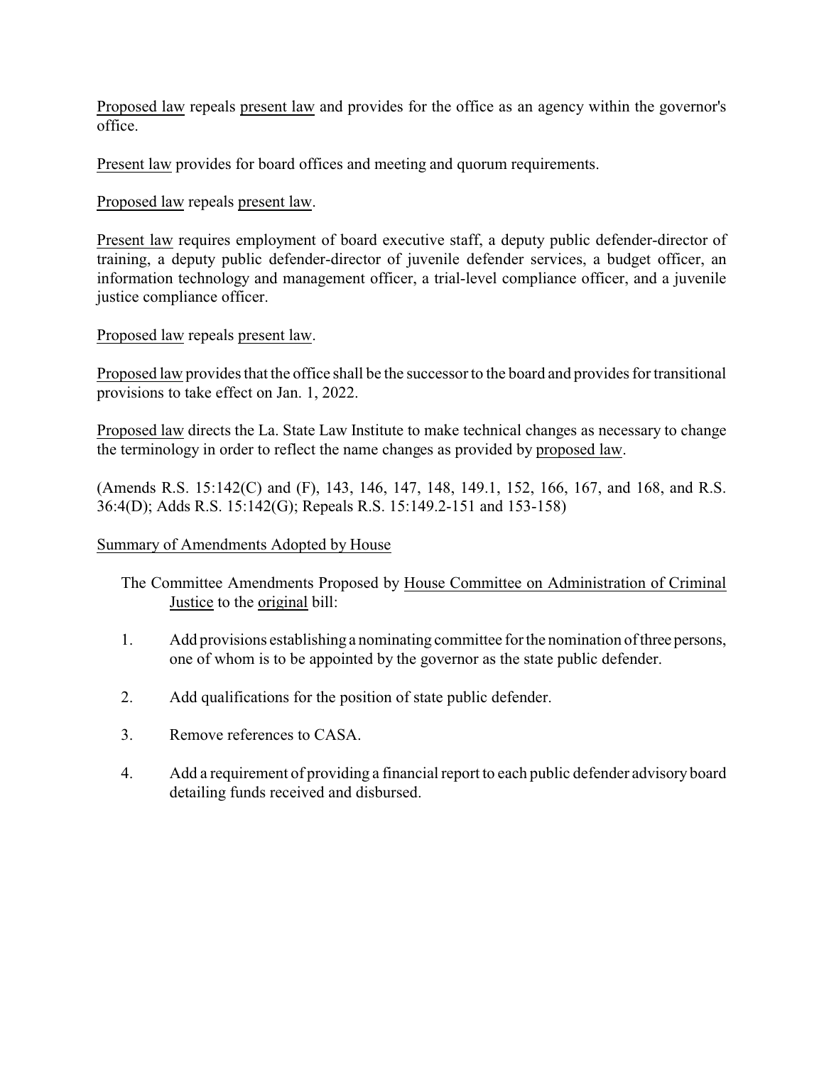Proposed law repeals present law and provides for the office as an agency within the governor's office.

Present law provides for board offices and meeting and quorum requirements.

Proposed law repeals present law.

Present law requires employment of board executive staff, a deputy public defender-director of training, a deputy public defender-director of juvenile defender services, a budget officer, an information technology and management officer, a trial-level compliance officer, and a juvenile justice compliance officer.

Proposed law repeals present law.

Proposed law provides that the office shall be the successor to the board and provides for transitional provisions to take effect on Jan. 1, 2022.

Proposed law directs the La. State Law Institute to make technical changes as necessary to change the terminology in order to reflect the name changes as provided by proposed law.

(Amends R.S. 15:142(C) and (F), 143, 146, 147, 148, 149.1, 152, 166, 167, and 168, and R.S. 36:4(D); Adds R.S. 15:142(G); Repeals R.S. 15:149.2-151 and 153-158)

Summary of Amendments Adopted by House

The Committee Amendments Proposed by House Committee on Administration of Criminal Justice to the original bill:

1. Add provisions establishing a nominating committee for the nomination of three persons, one of whom is to be appointed by the governor as the state public defender.

2. Add qualifications for the position of state public defender.

3. Remove references to CASA.

4. Add a requirement of providing a financial report to each public defender advisory board detailing funds received and disbursed.